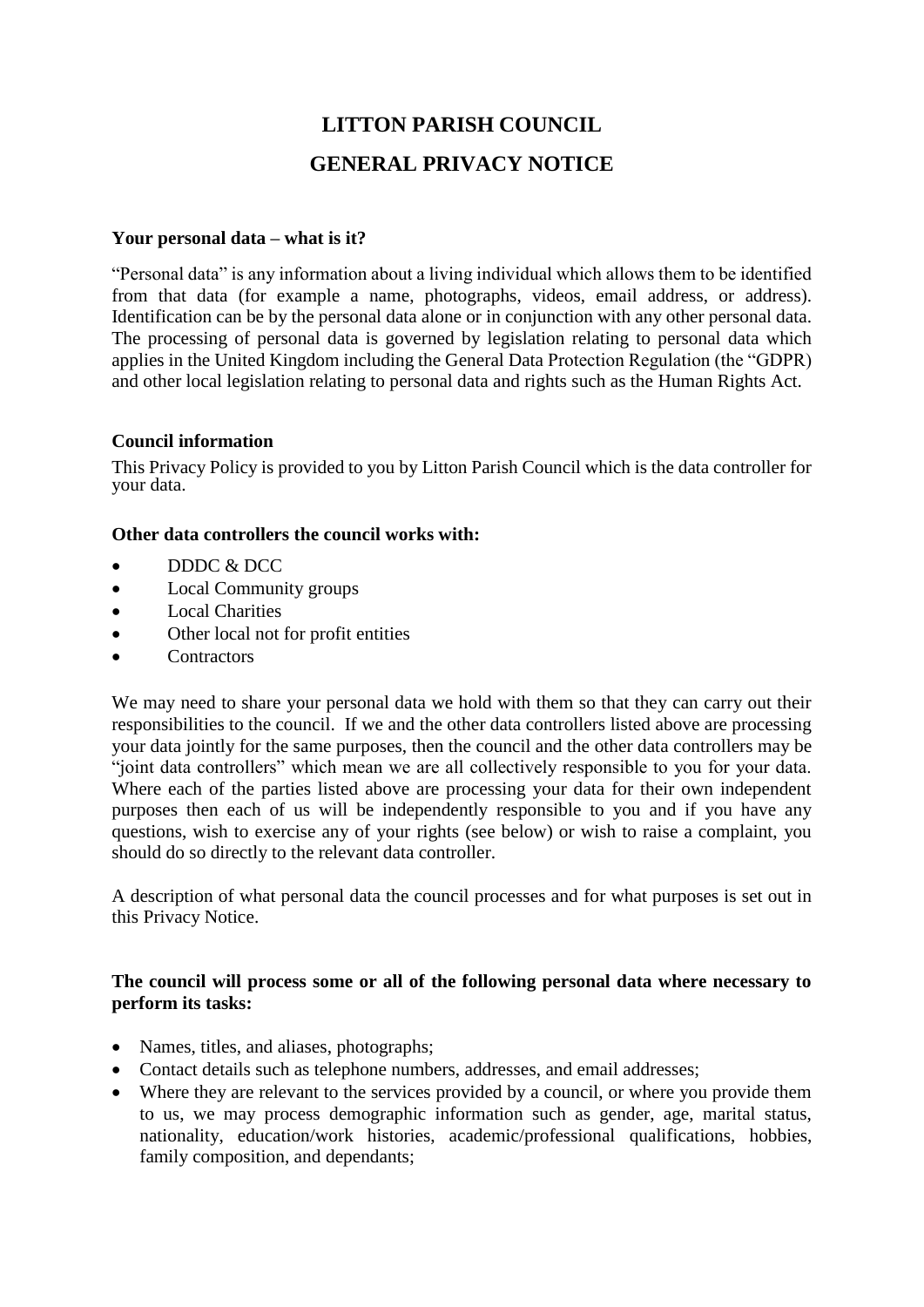# LITTON PARISH COUNCIL

# GENERAL PRIVACY NOTICE

**Your personal data – what is it?**

"Personal data" is any information about a living individual which allows them to be identified from that data (for example a name, photographs, videos, email address, or address). Identification can be by the personal data alone or in conjunction with any other personal data. The processing of personal data is governed by legislation relating to personal data which applies in the United Kingdom including the General Data Protection Regulation (the "GDPR) and other local legislation relating to personal data and rights such as the Human Rights Act.

**Council information**

This Privacy Policy is provided to you by Litton Parish Council which is the data controller for your data.

**Other data controllers the council works with:**

- DDDC & DCC
- Local Community groups
- Local Charities
- Other local not for profit entities
- Contractors

We may need to share your personal data we hold with them so that they can carry out their responsibilities to the council. If we and the other data controllers listed above are processing your data jointly for the same purposes, then the council and the other data controllers may be "joint data controllers" which mean we are all collectively responsible to you for your data. Where each of the parties listed above are processing your data for their own independent purposes then each of us will be independently responsible to you and if you have any questions, wish to exercise any of your rights (see below) or wish to raise a complaint, you should do so directly to the relevant data controller.

A description of what personal data the council processes and for what purposes is set out in this Privacy Notice.

**The council will process some or all of the following personal data where necessary to perform its tasks:**

- Names, titles, and aliases, photographs;
- Contact details such as telephone numbers, addresses, and email addresses;
- Where they are relevant to the services provided by a council, or where you provide them to us, we may process demographic information such as gender, age, marital status, nationality, education/work histories, academic/professional qualifications, hobbies, family composition, and dependants;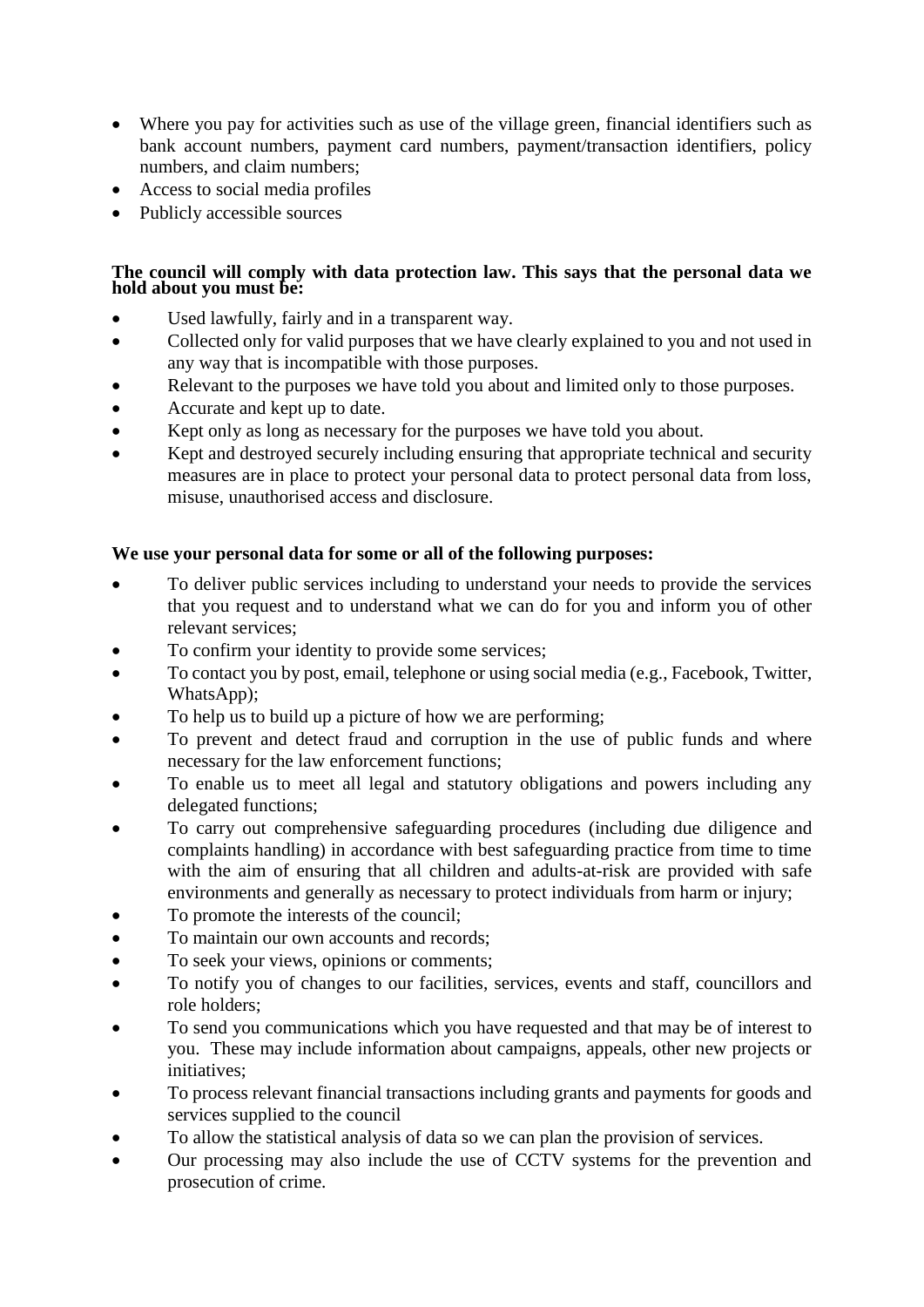- Where you pay for activities such as use of the village green, financial identifiers such as bank account numbers, payment card numbers, payment/transaction identifiers, policy numbers, and claim numbers;
- Access to social media profiles
- Publicly accessible sources

**The council will comply with data protection law. This says that the personal data we hold about you must be:**

- Used lawfully, fairly and in a transparent way.
- Collected only for valid purposes that we have clearly explained to you and not used in any way that is incompatible with those purposes.
- Relevant to the purposes we have told you about and limited only to those purposes.
- Accurate and kept up to date.
- Kept only as long as necessary for the purposes we have told you about.
- Kept and destroyed securely including ensuring that appropriate technical and security measures are in place to protect your personal data to protect personal data from loss, misuse, unauthorised access and disclosure.

**We use your personal data for some or all of the following purposes:**

- To deliver public services including to understand your needs to provide the services that you request and to understand what we can do for you and inform you of other relevant services;
- To confirm your identity to provide some services;
- To contact you by post, email, telephone or using social media (e.g., Facebook, Twitter, WhatsApp);
- To help us to build up a picture of how we are performing;
- To prevent and detect fraud and corruption in the use of public funds and where necessary for the law enforcement functions;
- To enable us to meet all legal and statutory obligations and powers including any delegated functions;
- To carry out comprehensive safeguarding procedures (including due diligence and complaints handling) in accordance with best safeguarding practice from time to time with the aim of ensuring that all children and adults-at-risk are provided with safe environments and generally as necessary to protect individuals from harm or injury;
- To promote the interests of the council;
- To maintain our own accounts and records;
- To seek your views, opinions or comments;
- To notify you of changes to our facilities, services, events and staff, councillors and role holders;
- To send you communications which you have requested and that may be of interest to you. These may include information about campaigns, appeals, other new projects or initiatives;
- To process relevant financial transactions including grants and payments for goods and services supplied to the council
- To allow the statistical analysis of data so we can plan the provision of services.
- Our processing may also include the use of CCTV systems for the prevention and prosecution of crime.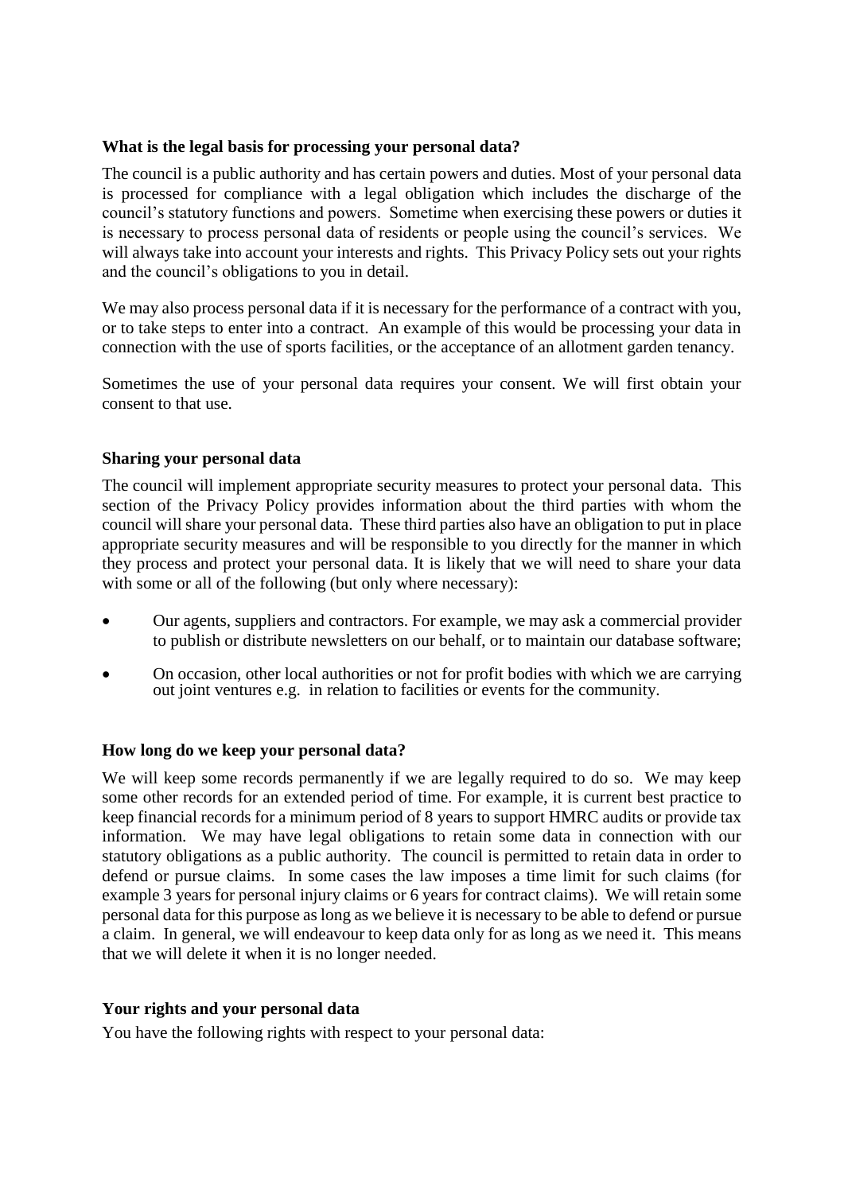### What is the legal basis for processing your personal data?

The council is a public authority and has certain powers and duties. Most of your personal data is processed for compliance with a legal obligation which includes the discharge of the council's statutory functions and powers. Sometime when exercising these powers or duties it is necessary to process personal data of residents or people using the council's services. We will always take into account your interests and rights. This Privacy Policy sets out your rights and the council's obligations to you in detail.

We may also process personal data if it is necessary for the performance of a contract with you, or to take steps to enter into a contract. An example of this would be processing your data in connection with the use of sports facilities, or the acceptance of an allotment garden tenancy.

Sometimes the use of your personal data requires your consent. We will first obtain your consent to that use.

### Sharing your personal data

The council will implement appropriate security measures to protect your personal data. This section of the Privacy Policy provides information about the third parties with whom the council will share your personal data. These third parties also have an obligation to put in place appropriate security measures and will be responsible to you directly for the manner in which they process and protect your personal data. It is likely that we will need to share your data with some or all of the following (but only where necessary):

- Our agents, suppliers and contractors. For example, we may ask a commercial provider to publish or distribute newsletters on our behalf, or to maintain our database software;
- On occasion, other local authorities or not for profit bodies with which we are carrying out joint ventures e.g. in relation to facilities or events for the community.

### How long do we keep your personal data?

We will keep some records permanently if we are legally required to do so. We may keep some other records for an extended period of time. For example, it is current best practice to keep financial records for a minimum period of 8 years to support HMRC audits or provide tax information. We may have legal obligations to retain some data in connection with our statutory obligations as a public authority. The council is permitted to retain data in order to defend or pursue claims. In some cases the law imposes a time limit for such claims (for example 3 years for personal injury claims or 6 years for contract claims). We will retain some personal data for this purpose as long as we believe it is necessary to be able to defend or pursue a claim. In general, we will endeavour to keep data only for as long as we need it. This means that we will delete it when it is no longer needed.

### Your rights and your personal data

You have the following rights with respect to your personal data: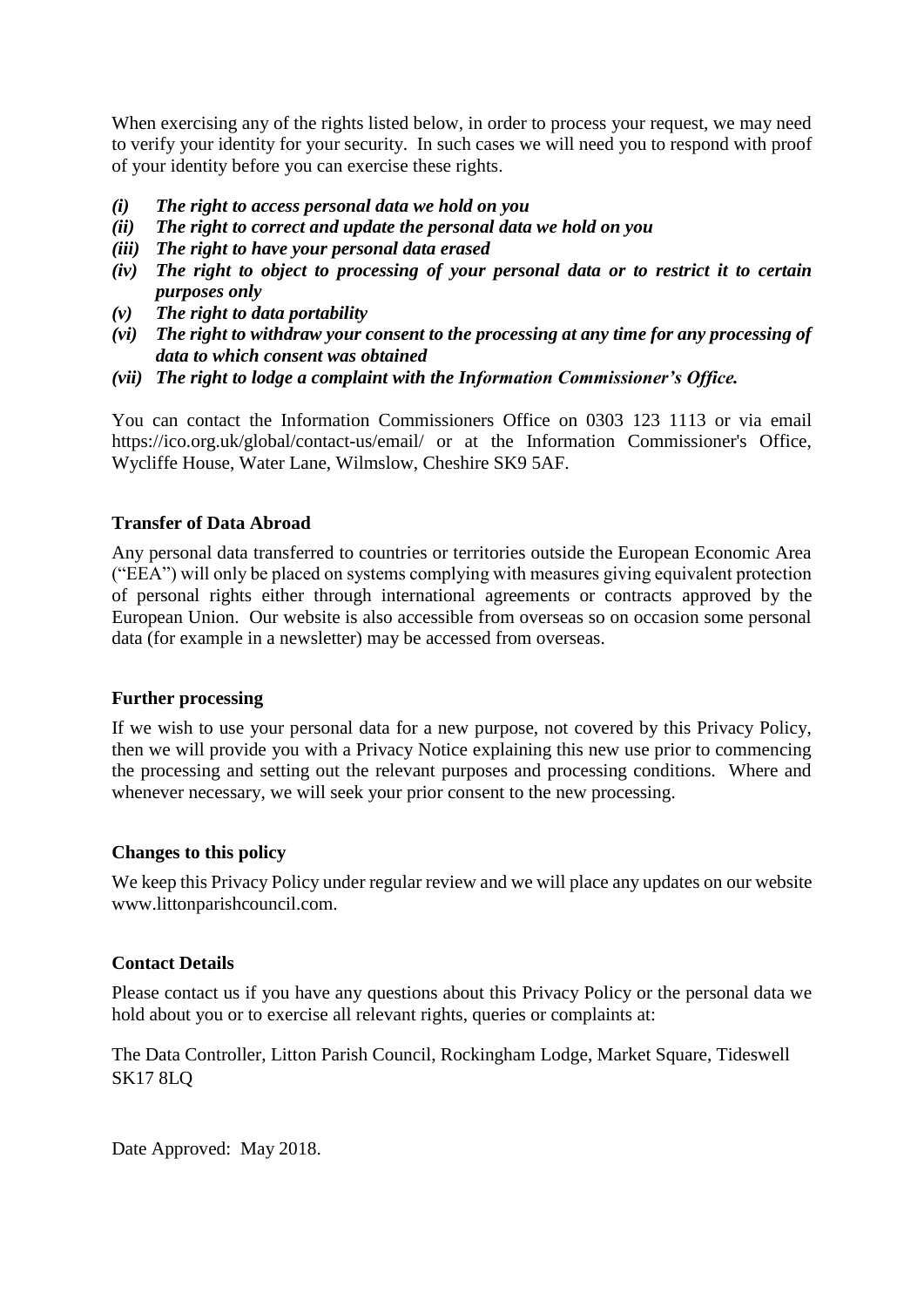When exercising any of the rights listed below, in order to process your request, we may need to verify your identity for your security. In such cases we will need you to respond with proof of your identity before you can exercise these rights.

- ***(i) The right to access personal data we hold on you***
- ***(ii) The right to correct and update the personal data we hold on you***
- ***(iii) The right to have your personal data erased***
- ***(iv) The right to object to processing of your personal data or to restrict it to certain purposes only***
- ***(v) The right to data portability***
- ***(vi) The right to withdraw your consent to the processing at any time for any processing of data to which consent was obtained***
- ***(vii) The right to lodge a complaint with the Information Commissioner's Office.***

You can contact the Information Commissioners Office on 0303 123 1113 or via email https://ico.org.uk/global/contact-us/email/ or at the Information Commissioner's Office, Wycliffe House, Water Lane, Wilmslow, Cheshire SK9 5AF.

**Transfer of Data Abroad**

Any personal data transferred to countries or territories outside the European Economic Area ("EEA") will only be placed on systems complying with measures giving equivalent protection of personal rights either through international agreements or contracts approved by the European Union. Our website is also accessible from overseas so on occasion some personal data (for example in a newsletter) may be accessed from overseas.

**Further processing**

If we wish to use your personal data for a new purpose, not covered by this Privacy Policy, then we will provide you with a Privacy Notice explaining this new use prior to commencing the processing and setting out the relevant purposes and processing conditions. Where and whenever necessary, we will seek your prior consent to the new processing.

**Changes to this policy**

We keep this Privacy Policy under regular review and we will place any updates on our website www.littonparishcouncil.com.

**Contact Details**

Please contact us if you have any questions about this Privacy Policy or the personal data we hold about you or to exercise all relevant rights, queries or complaints at:

The Data Controller, Litton Parish Council, Rockingham Lodge, Market Square, Tideswell SK17 8LQ

Date Approved: May 2018.